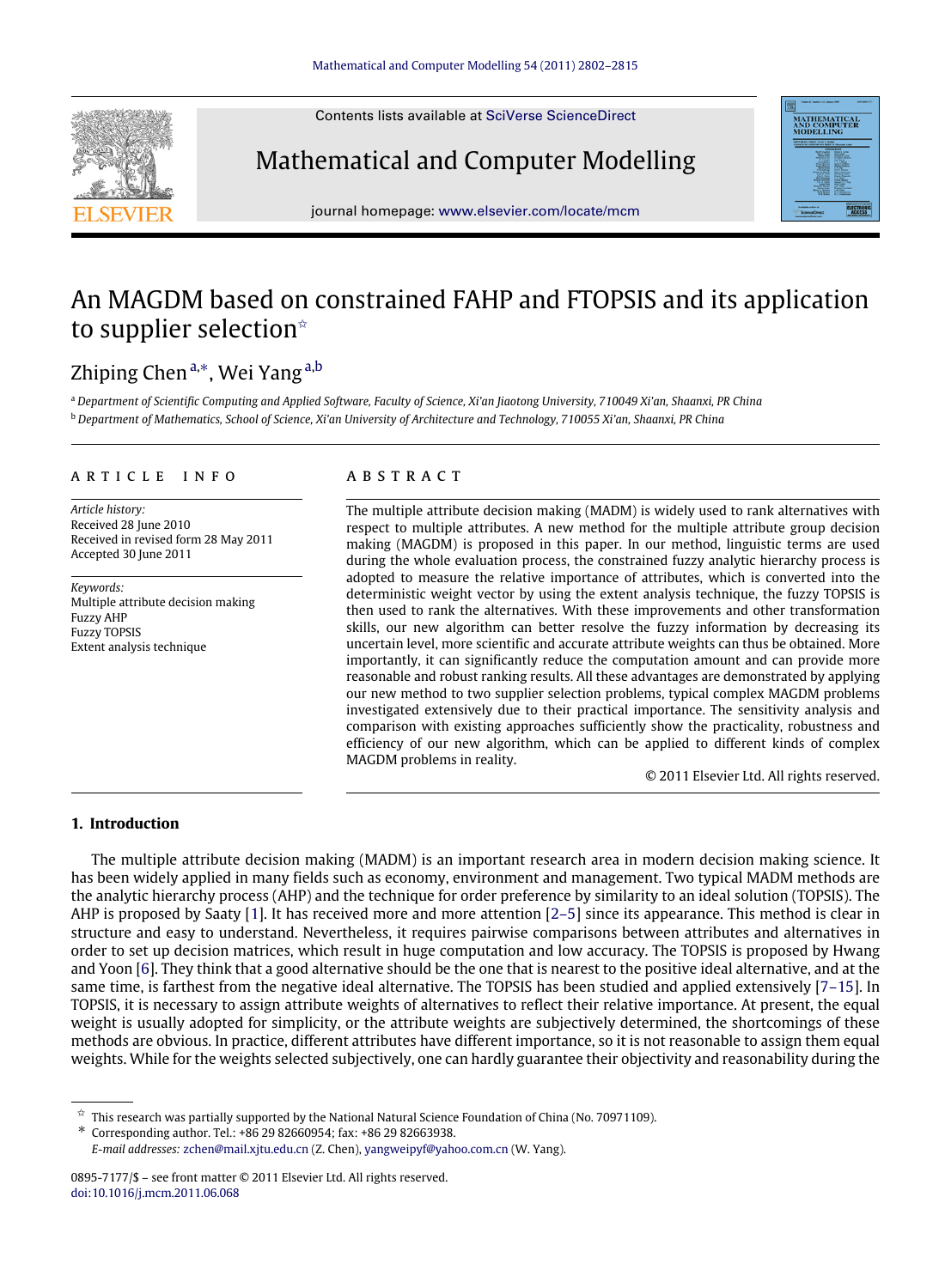# An MAGDM based on constrained FAHP and FTOPSIS and its application to supplier selection[☆]

Zhiping Chen[a,*], Wei Yang[a,b]

[a] Department of Scientific Computing and Applied Software, Faculty of Science, Xi'an Jiaotong University, 710049 Xi'an, Shaanxi, PR China

[b] Department of Mathematics, School of Science, Xi'an University of Architecture and Technology, 710055 Xi'an, Shaanxi, PR China

**ARTICLE INFO**

*Article history:*
Received 28 June 2010
Received in revised form 28 May 2011
Accepted 30 June 2011

*Keywords:*
Multiple attribute decision making
Fuzzy AHP
Fuzzy TOPSIS
Extent analysis technique

**ABSTRACT**

The multiple attribute decision making (MADM) is widely used to rank alternatives with respect to multiple attributes. A new method for the multiple attribute group decision making (MAGDM) is proposed in this paper. In our method, linguistic terms are used during the whole evaluation process, the constrained fuzzy analytic hierarchy process is adopted to measure the relative importance of attributes, which is converted into the deterministic weight vector by using the extent analysis technique, the fuzzy TOPSIS is then used to rank the alternatives. With these improvements and other transformation skills, our new algorithm can better resolve the fuzzy information by decreasing its uncertain level, more scientific and accurate attribute weights can thus be obtained. More importantly, it can significantly reduce the computation amount and can provide more reasonable and robust ranking results. All these advantages are demonstrated by applying our new method to two supplier selection problems, typical complex MAGDM problems investigated extensively due to their practical importance. The sensitivity analysis and comparison with existing approaches sufficiently show the practicality, robustness and efficiency of our new algorithm, which can be applied to different kinds of complex MAGDM problems in reality.

© 2011 Elsevier Ltd. All rights reserved.

## 1. Introduction

The multiple attribute decision making (MADM) is an important research area in modern decision making science. It has been widely applied in many fields such as economy, environment and management. Two typical MADM methods are the analytic hierarchy process (AHP) and the technique for order preference by similarity to an ideal solution (TOPSIS). The AHP is proposed by Saaty [1]. It has received more and more attention [2–5] since its appearance. This method is clear in structure and easy to understand. Nevertheless, it requires pairwise comparisons between attributes and alternatives in order to set up decision matrices, which result in huge computation and low accuracy. The TOPSIS is proposed by Hwang and Yoon [6]. They think that a good alternative should be the one that is nearest to the positive ideal alternative, and at the same time, is farthest from the negative ideal alternative. The TOPSIS has been studied and applied extensively [7–15]. In TOPSIS, it is necessary to assign attribute weights of alternatives to reflect their relative importance. At present, the equal weight is usually adopted for simplicity, or the attribute weights are subjectively determined, the shortcomings of these methods are obvious. In practice, different attributes have different importance, so it is not reasonable to assign them equal weights. While for the weights selected subjectively, one can hardly guarantee their objectivity and reasonability during the

[☆] This research was partially supported by the National Natural Science Foundation of China (No. 70971109).

[*] Corresponding author. Tel.: +86 29 82660954; fax: +86 29 82663938.
*E-mail addresses:* zchen@mail.xjtu.edu.cn (Z. Chen), yangweipyf@yahoo.com.cn (W. Yang).

0895-7177/$ – see front matter © 2011 Elsevier Ltd. All rights reserved.
doi:10.1016/j.mcm.2011.06.068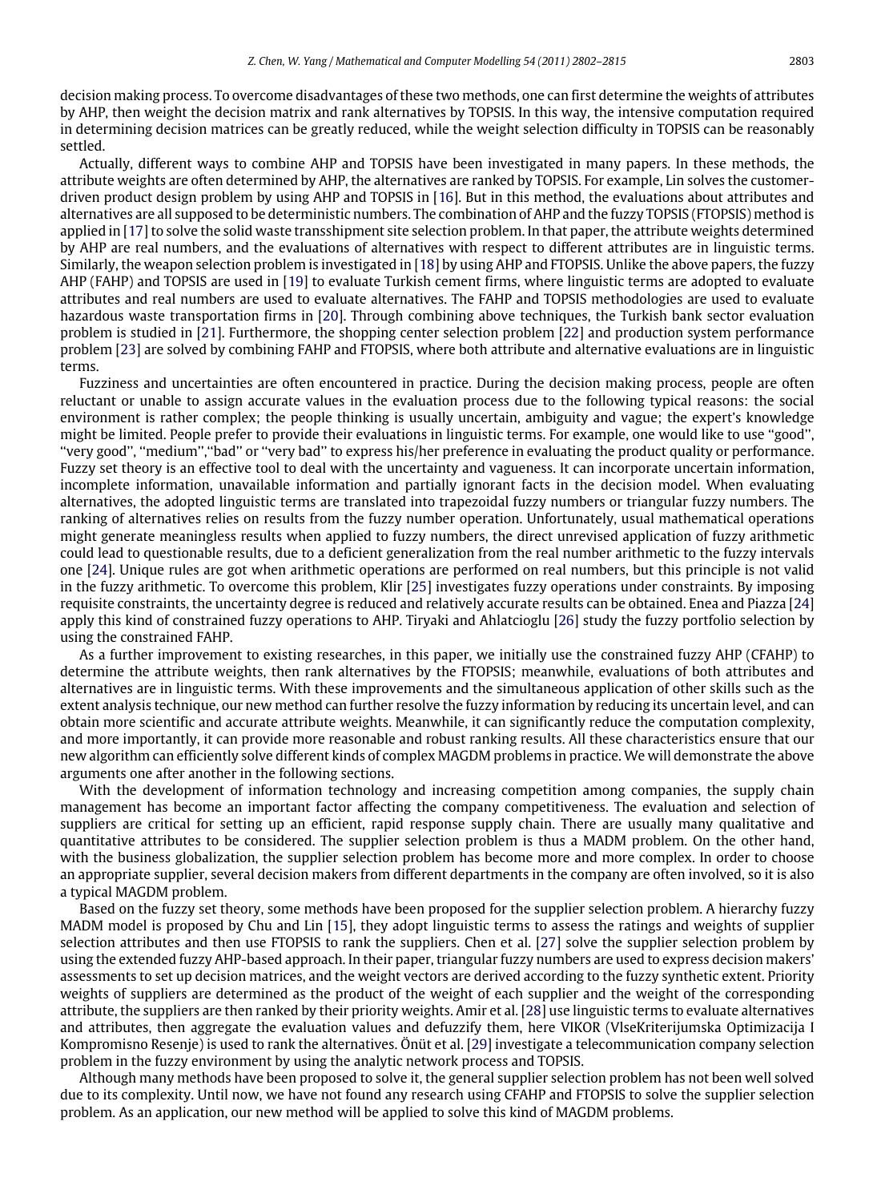decision making process. To overcome disadvantages of these two methods, one can first determine the weights of attributes by AHP, then weight the decision matrix and rank alternatives by TOPSIS. In this way, the intensive computation required in determining decision matrices can be greatly reduced, while the weight selection difficulty in TOPSIS can be reasonably settled.

Actually, different ways to combine AHP and TOPSIS have been investigated in many papers. In these methods, the attribute weights are often determined by AHP, the alternatives are ranked by TOPSIS. For example, Lin solves the customer-driven product design problem by using AHP and TOPSIS in [16]. But in this method, the evaluations about attributes and alternatives are all supposed to be deterministic numbers. The combination of AHP and the fuzzy TOPSIS (FTOPSIS) method is applied in [17] to solve the solid waste transshipment site selection problem. In that paper, the attribute weights determined by AHP are real numbers, and the evaluations of alternatives with respect to different attributes are in linguistic terms. Similarly, the weapon selection problem is investigated in [18] by using AHP and FTOPSIS. Unlike the above papers, the fuzzy AHP (FAHP) and TOPSIS are used in [19] to evaluate Turkish cement firms, where linguistic terms are adopted to evaluate attributes and real numbers are used to evaluate alternatives. The FAHP and TOPSIS methodologies are used to evaluate hazardous waste transportation firms in [20]. Through combining above techniques, the Turkish bank sector evaluation problem is studied in [21]. Furthermore, the shopping center selection problem [22] and production system performance problem [23] are solved by combining FAHP and FTOPSIS, where both attribute and alternative evaluations are in linguistic terms.

Fuzziness and uncertainties are often encountered in practice. During the decision making process, people are often reluctant or unable to assign accurate values in the evaluation process due to the following typical reasons: the social environment is rather complex; the people thinking is usually uncertain, ambiguity and vague; the expert's knowledge might be limited. People prefer to provide their evaluations in linguistic terms. For example, one would like to use "good", "very good", "medium","bad" or "very bad" to express his/her preference in evaluating the product quality or performance. Fuzzy set theory is an effective tool to deal with the uncertainty and vagueness. It can incorporate uncertain information, incomplete information, unavailable information and partially ignorant facts in the decision model. When evaluating alternatives, the adopted linguistic terms are translated into trapezoidal fuzzy numbers or triangular fuzzy numbers. The ranking of alternatives relies on results from the fuzzy number operation. Unfortunately, usual mathematical operations might generate meaningless results when applied to fuzzy numbers, the direct unrevised application of fuzzy arithmetic could lead to questionable results, due to a deficient generalization from the real number arithmetic to the fuzzy intervals one [24]. Unique rules are got when arithmetic operations are performed on real numbers, but this principle is not valid in the fuzzy arithmetic. To overcome this problem, Klir [25] investigates fuzzy operations under constraints. By imposing requisite constraints, the uncertainty degree is reduced and relatively accurate results can be obtained. Enea and Piazza [24] apply this kind of constrained fuzzy operations to AHP. Tiryaki and Ahlatcioglu [26] study the fuzzy portfolio selection by using the constrained FAHP.

As a further improvement to existing researches, in this paper, we initially use the constrained fuzzy AHP (CFAHP) to determine the attribute weights, then rank alternatives by the FTOPSIS; meanwhile, evaluations of both attributes and alternatives are in linguistic terms. With these improvements and the simultaneous application of other skills such as the extent analysis technique, our new method can further resolve the fuzzy information by reducing its uncertain level, and can obtain more scientific and accurate attribute weights. Meanwhile, it can significantly reduce the computation complexity, and more importantly, it can provide more reasonable and robust ranking results. All these characteristics ensure that our new algorithm can efficiently solve different kinds of complex MAGDM problems in practice. We will demonstrate the above arguments one after another in the following sections.

With the development of information technology and increasing competition among companies, the supply chain management has become an important factor affecting the company competitiveness. The evaluation and selection of suppliers are critical for setting up an efficient, rapid response supply chain. There are usually many qualitative and quantitative attributes to be considered. The supplier selection problem is thus a MADM problem. On the other hand, with the business globalization, the supplier selection problem has become more and more complex. In order to choose an appropriate supplier, several decision makers from different departments in the company are often involved, so it is also a typical MAGDM problem.

Based on the fuzzy set theory, some methods have been proposed for the supplier selection problem. A hierarchy fuzzy MADM model is proposed by Chu and Lin [15], they adopt linguistic terms to assess the ratings and weights of supplier selection attributes and then use FTOPSIS to rank the suppliers. Chen et al. [27] solve the supplier selection problem by using the extended fuzzy AHP-based approach. In their paper, triangular fuzzy numbers are used to express decision makers' assessments to set up decision matrices, and the weight vectors are derived according to the fuzzy synthetic extent. Priority weights of suppliers are determined as the product of the weight of each supplier and the weight of the corresponding attribute, the suppliers are then ranked by their priority weights. Amir et al. [28] use linguistic terms to evaluate alternatives and attributes, then aggregate the evaluation values and defuzzify them, here VIKOR (VlseKriterijumska Optimizacija I Kompromisno Resenje) is used to rank the alternatives. Önüt et al. [29] investigate a telecommunication company selection problem in the fuzzy environment by using the analytic network process and TOPSIS.

Although many methods have been proposed to solve it, the general supplier selection problem has not been well solved due to its complexity. Until now, we have not found any research using CFAHP and FTOPSIS to solve the supplier selection problem. As an application, our new method will be applied to solve this kind of MAGDM problems.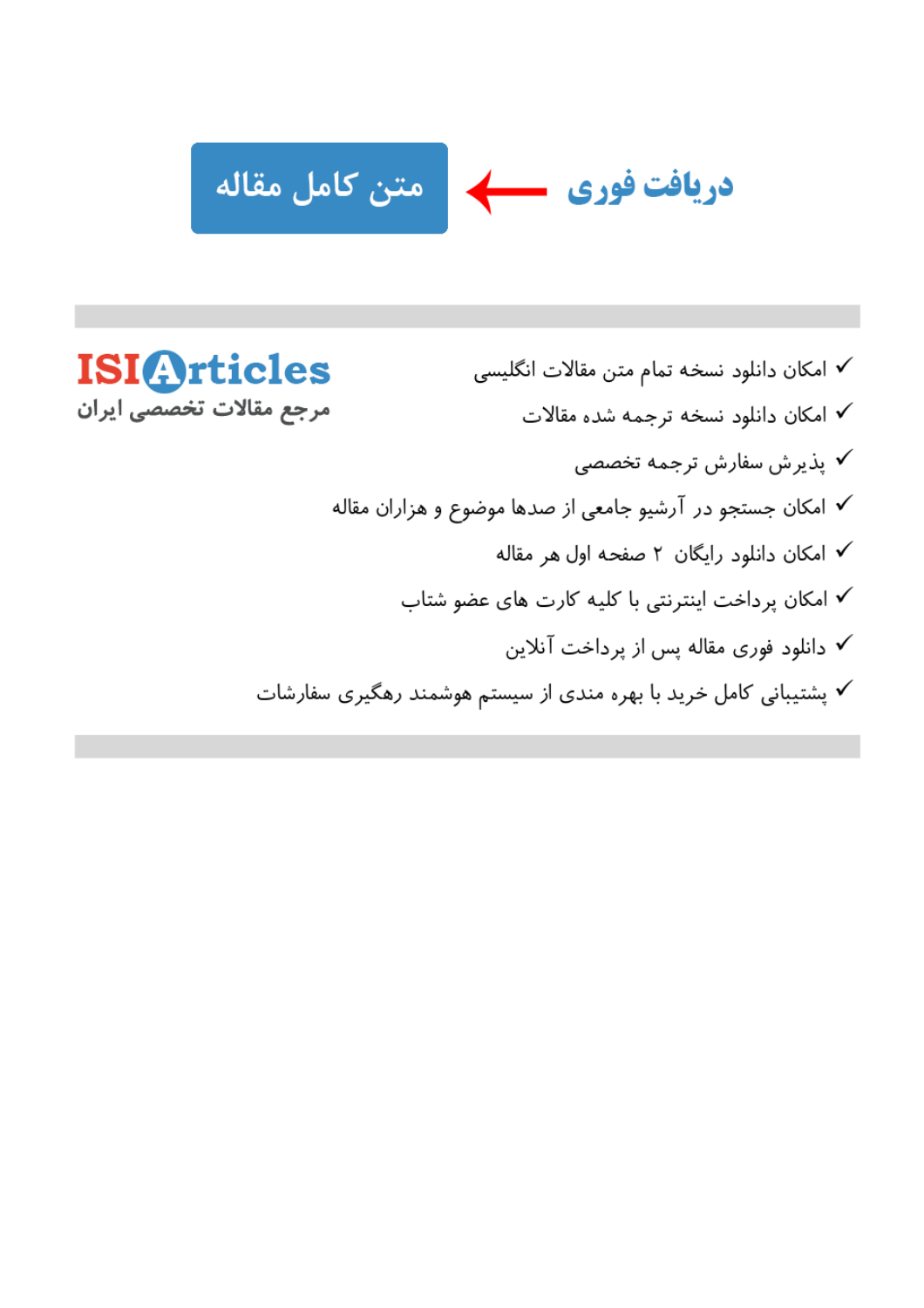دریافت فوری ← **متن کامل مقاله**

**ISIArticles**
مرجع مقالات تخصصی ایران

- ✓ امکان دانلود نسخه تمام متن مقالات انگلیسی
- ✓ امکان دانلود نسخه ترجمه شده مقالات
- ✓ پذیرش سفارش ترجمه تخصصی
- ✓ امکان جستجو در آرشیو جامعی از صدها موضوع و هزاران مقاله
- ✓ امکان دانلود رایگان ۲ صفحه اول هر مقاله
- ✓ امکان پرداخت اینترنتی با کلیه کارت های عضو شتاب
- ✓ دانلود فوری مقاله پس از پرداخت آنلاین
- ✓ پشتیبانی کامل خرید با بهره مندی از سیستم هوشمند رهگیری سفارشات